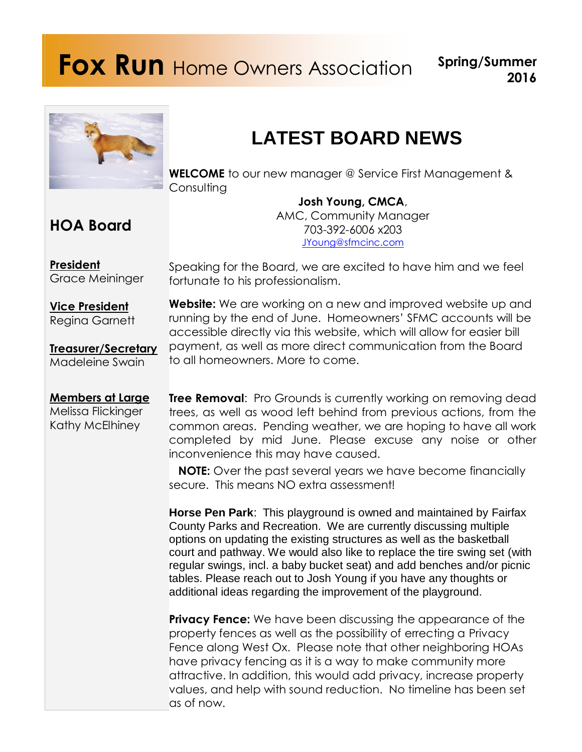# **Fox Run** Home Owners Association

**Spring/Summer 2016**

## HOA Board

**President**
Grace Meininger

**Vice President**
Regina Garnett

**Treasurer/Secretary**
Madeleine Swain

**Members at Large**
Melissa Flickinger
Kathy McElhiney

## LATEST BOARD NEWS

**WELCOME** to our new manager @ Service First Management & Consulting

**Josh Young, CMCA**,
AMC, Community Manager
703-392-6006 x203
JYoung@sfmcinc.com

Speaking for the Board, we are excited to have him and we feel fortunate to his professionalism.

**Website:** We are working on a new and improved website up and running by the end of June. Homeowners' SFMC accounts will be accessible directly via this website, which will allow for easier bill payment, as well as more direct communication from the Board to all homeowners. More to come.

**Tree Removal**: Pro Grounds is currently working on removing dead trees, as well as wood left behind from previous actions, from the common areas. Pending weather, we are hoping to have all work completed by mid June. Please excuse any noise or other inconvenience this may have caused.

**NOTE:** Over the past several years we have become financially secure. This means NO extra assessment!

**Horse Pen Park**: This playground is owned and maintained by Fairfax County Parks and Recreation. We are currently discussing multiple options on updating the existing structures as well as the basketball court and pathway. We would also like to replace the tire swing set (with regular swings, incl. a baby bucket seat) and add benches and/or picnic tables. Please reach out to Josh Young if you have any thoughts or additional ideas regarding the improvement of the playground.

**Privacy Fence:** We have been discussing the appearance of the property fences as well as the possibility of erecting a Privacy Fence along West Ox. Please note that other neighboring HOAs have privacy fencing as it is a way to make community more attractive. In addition, this would add privacy, increase property values, and help with sound reduction. No timeline has been set as of now.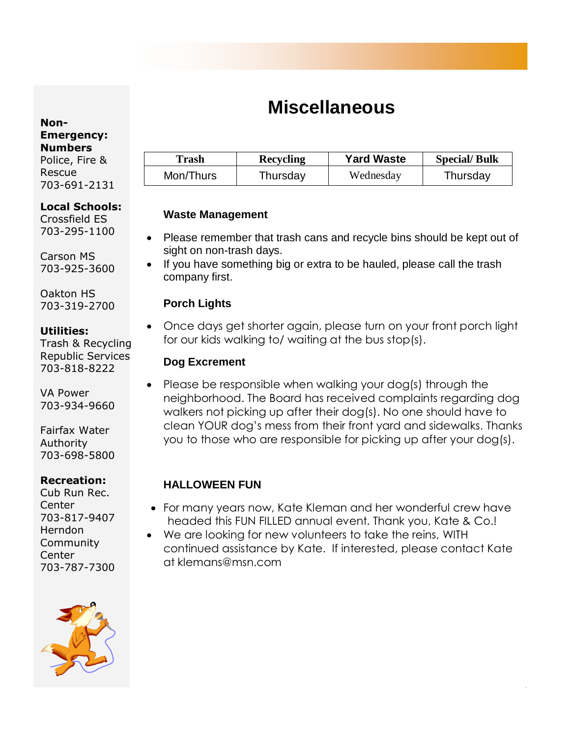**Non-Emergency: Numbers**
Police, Fire & Rescue
703-691-2131

**Local Schools:**
Crossfield ES
703-295-1100

Carson MS
703-925-3600

Oakton HS
703-319-2700

**Utilities:**
Trash & Recycling
Republic Services
703-818-8222

VA Power
703-934-9660

Fairfax Water Authority
703-698-5800

**Recreation:**
Cub Run Rec. Center
703-817-9407
Herndon Community Center
703-787-7300

# Miscellaneous

| Trash | Recycling | Yard Waste | Special/ Bulk |
| --- | --- | --- | --- |
| Mon/Thurs | Thursday | Wednesday | Thursday |

### Waste Management

- Please remember that trash cans and recycle bins should be kept out of sight on non-trash days.
- If you have something big or extra to be hauled, please call the trash company first.

### Porch Lights

- Once days get shorter again, please turn on your front porch light for our kids walking to/ waiting at the bus stop(s).

### Dog Excrement

- Please be responsible when walking your dog(s) through the neighborhood. The Board has received complaints regarding dog walkers not picking up after their dog(s). No one should have to clean YOUR dog's mess from their front yard and sidewalks. Thanks you to those who are responsible for picking up after your dog(s).

### HALLOWEEN FUN

- For many years now, Kate Kleman and her wonderful crew have headed this FUN FILLED annual event. Thank you, Kate & Co.!
- We are looking for new volunteers to take the reins, WITH continued assistance by Kate. If interested, please contact Kate at klemans@msn.com